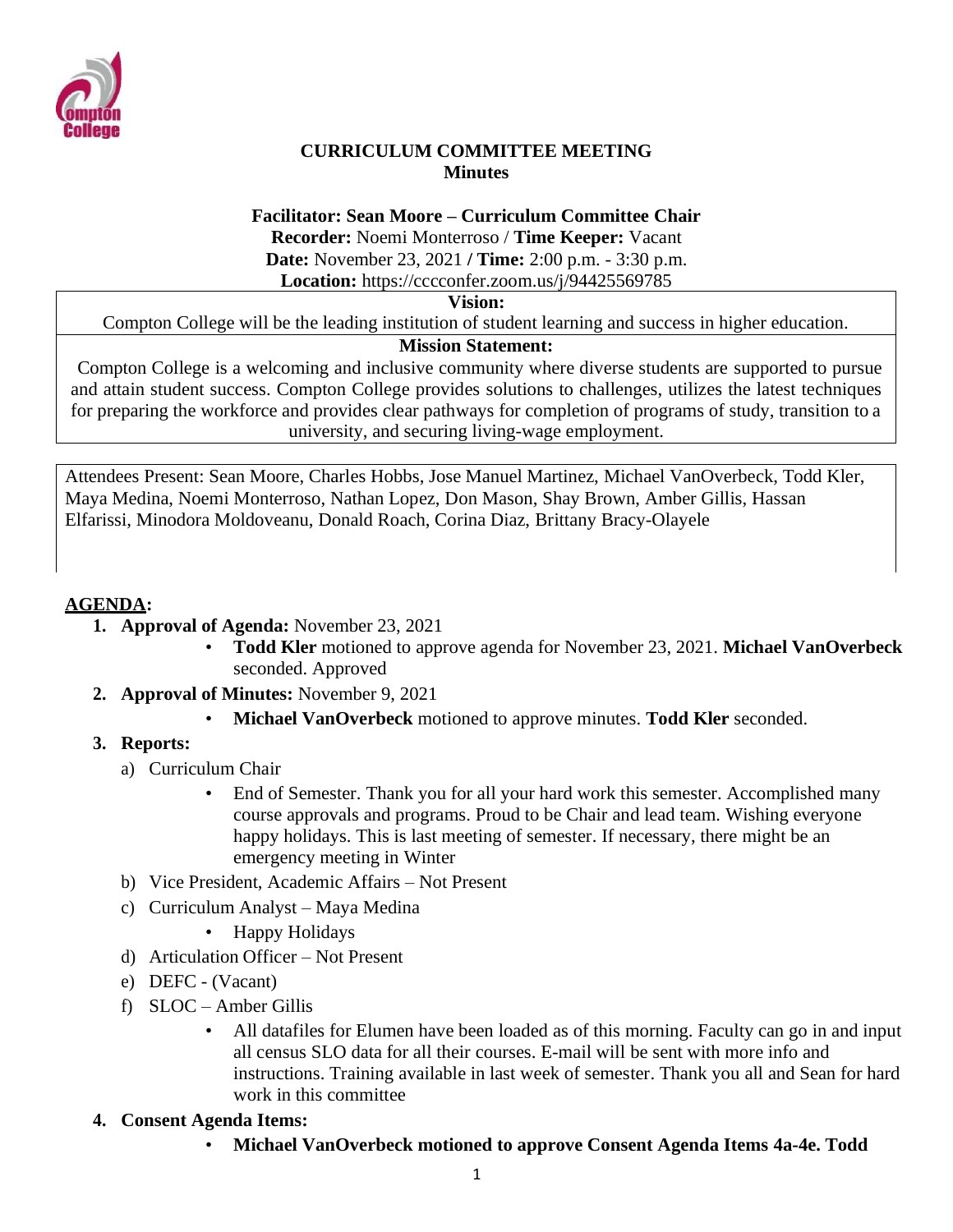# CURRICULUM COMMITTEE MEETING
## Minutes

**Facilitator: Sean Moore – Curriculum Committee Chair**
**Recorder:** Noemi Monterroso / **Time Keeper:** Vacant
**Date:** November 23, 2021 **/ Time:** 2:00 p.m. - 3:30 p.m.
**Location:** https://cccconfer.zoom.us/j/94425569785

**Vision:**
Compton College will be the leading institution of student learning and success in higher education.

**Mission Statement:**
Compton College is a welcoming and inclusive community where diverse students are supported to pursue and attain student success. Compton College provides solutions to challenges, utilizes the latest techniques for preparing the workforce and provides clear pathways for completion of programs of study, transition to a university, and securing living-wage employment.

Attendees Present: Sean Moore, Charles Hobbs, Jose Manuel Martinez, Michael VanOverbeck, Todd Kler, Maya Medina, Noemi Monterroso, Nathan Lopez, Don Mason, Shay Brown, Amber Gillis, Hassan Elfarissi, Minodora Moldoveanu, Donald Roach, Corina Diaz, Brittany Bracy-Olayele

**AGENDA:**

1. **Approval of Agenda:** November 23, 2021
   - **Todd Kler** motioned to approve agenda for November 23, 2021. **Michael VanOverbeck** seconded. Approved
2. **Approval of Minutes:** November 9, 2021
   - **Michael VanOverbeck** motioned to approve minutes. **Todd Kler** seconded.
3. **Reports:**
   a) Curriculum Chair
      - End of Semester. Thank you for all your hard work this semester. Accomplished many course approvals and programs. Proud to be Chair and lead team. Wishing everyone happy holidays. This is last meeting of semester. If necessary, there might be an emergency meeting in Winter
   
   b) Vice President, Academic Affairs – Not Present
   
   c) Curriculum Analyst – Maya Medina
      - Happy Holidays
   
   d) Articulation Officer – Not Present
   
   e) DEFC - (Vacant)
   
   f) SLOC – Amber Gillis
      - All datafiles for Elumen have been loaded as of this morning. Faculty can go in and input all census SLO data for all their courses. E-mail will be sent with more info and instructions. Training available in last week of semester. Thank you all and Sean for hard work in this committee
4. **Consent Agenda Items:**
   - **Michael VanOverbeck motioned to approve Consent Agenda Items 4a-4e. Todd**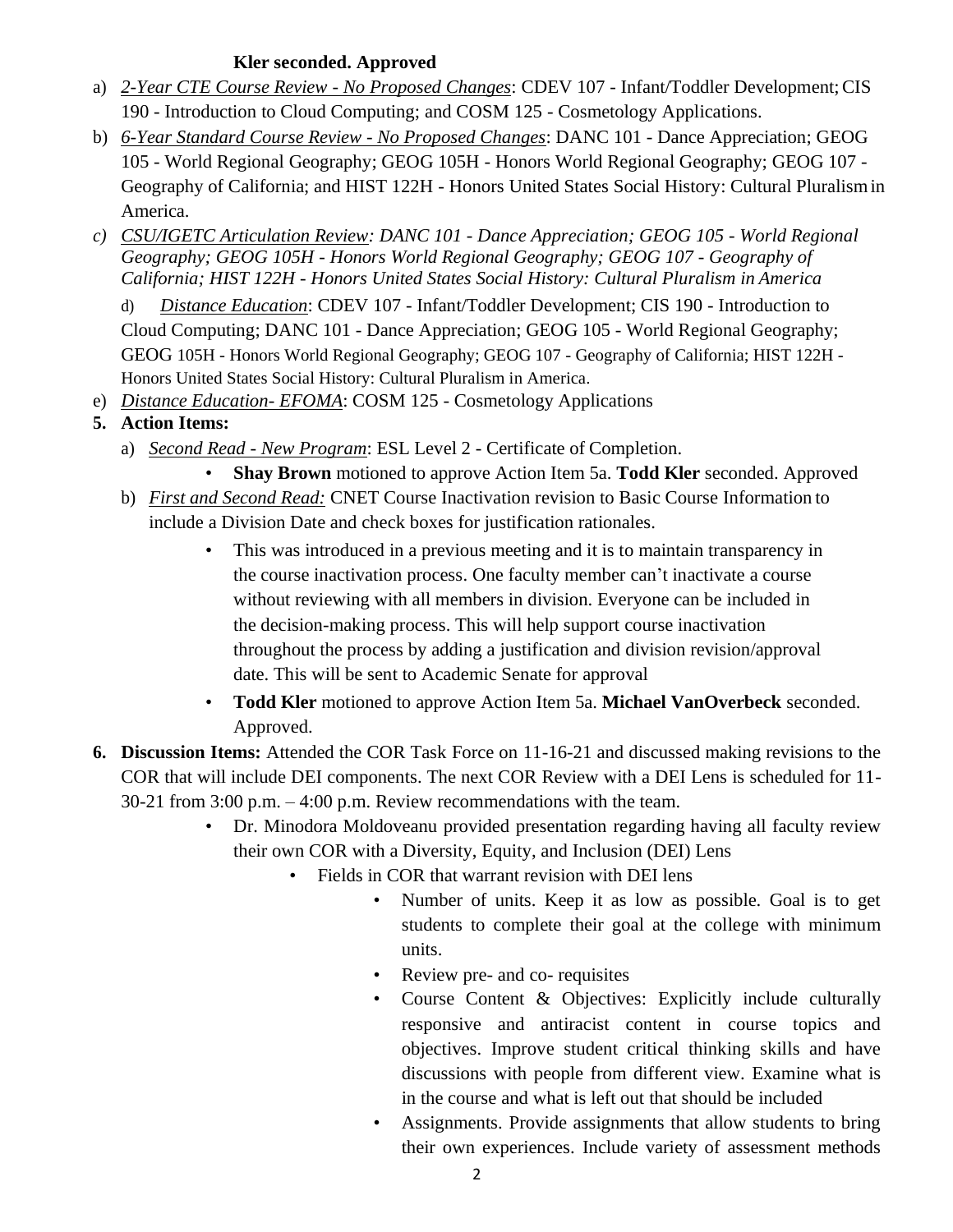**Kler seconded. Approved**

a) *2-Year CTE Course Review - No Proposed Changes*: CDEV 107 - Infant/Toddler Development; CIS 190 - Introduction to Cloud Computing; and COSM 125 - Cosmetology Applications.

b) *6-Year Standard Course Review - No Proposed Changes*: DANC 101 - Dance Appreciation; GEOG 105 - World Regional Geography; GEOG 105H - Honors World Regional Geography; GEOG 107 - Geography of California; and HIST 122H - Honors United States Social History: Cultural Pluralism in America.

c) *CSU/IGETC Articulation Review: DANC 101 - Dance Appreciation; GEOG 105 - World Regional Geography; GEOG 105H - Honors World Regional Geography; GEOG 107 - Geography of California; HIST 122H - Honors United States Social History: Cultural Pluralism in America*

d) *Distance Education*: CDEV 107 - Infant/Toddler Development; CIS 190 - Introduction to Cloud Computing; DANC 101 - Dance Appreciation; GEOG 105 - World Regional Geography; GEOG 105H - Honors World Regional Geography; GEOG 107 - Geography of California; HIST 122H - Honors United States Social History: Cultural Pluralism in America.

e) *Distance Education- EFOMA*: COSM 125 - Cosmetology Applications

**5. Action Items:**

a) *Second Read - New Program*: ESL Level 2 - Certificate of Completion.
   - **Shay Brown** motioned to approve Action Item 5a. **Todd Kler** seconded. Approved

b) *First and Second Read:* CNET Course Inactivation revision to Basic Course Information to include a Division Date and check boxes for justification rationales.
   - This was introduced in a previous meeting and it is to maintain transparency in the course inactivation process. One faculty member can't inactivate a course without reviewing with all members in division. Everyone can be included in the decision-making process. This will help support course inactivation throughout the process by adding a justification and division revision/approval date. This will be sent to Academic Senate for approval
   - **Todd Kler** motioned to approve Action Item 5a. **Michael VanOverbeck** seconded. Approved.

**6. Discussion Items:** Attended the COR Task Force on 11-16-21 and discussed making revisions to the COR that will include DEI components. The next COR Review with a DEI Lens is scheduled for 11-30-21 from 3:00 p.m. – 4:00 p.m. Review recommendations with the team.

- Dr. Minodora Moldoveanu provided presentation regarding having all faculty review their own COR with a Diversity, Equity, and Inclusion (DEI) Lens
  - Fields in COR that warrant revision with DEI lens
    - Number of units. Keep it as low as possible. Goal is to get students to complete their goal at the college with minimum units.
    - Review pre- and co- requisites
    - Course Content & Objectives: Explicitly include culturally responsive and antiracist content in course topics and objectives. Improve student critical thinking skills and have discussions with people from different view. Examine what is in the course and what is left out that should be included
    - Assignments. Provide assignments that allow students to bring their own experiences. Include variety of assessment methods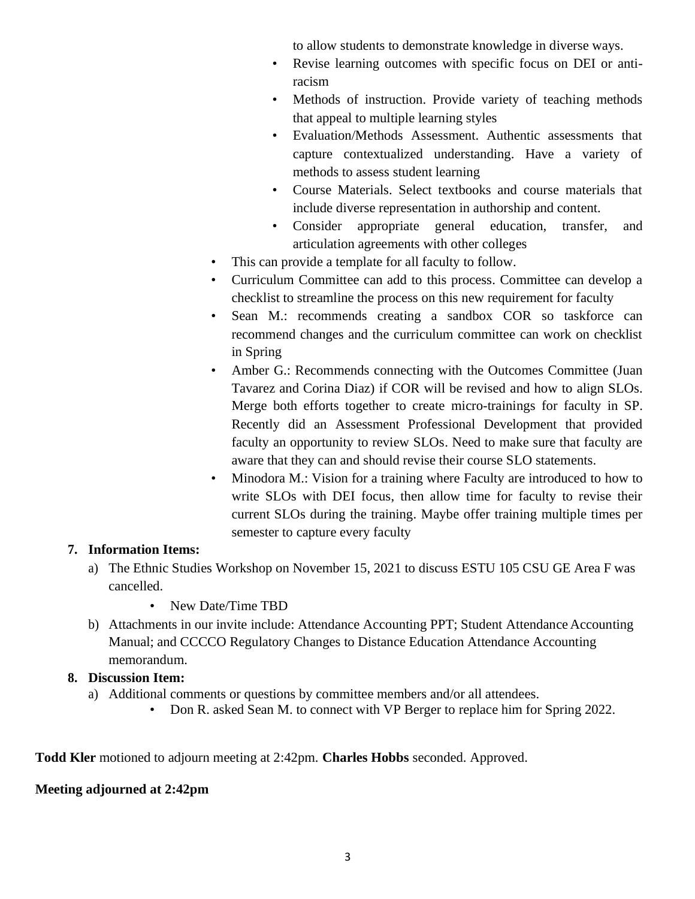to allow students to demonstrate knowledge in diverse ways.

- Revise learning outcomes with specific focus on DEI or anti-racism
- Methods of instruction. Provide variety of teaching methods that appeal to multiple learning styles
- Evaluation/Methods Assessment. Authentic assessments that capture contextualized understanding. Have a variety of methods to assess student learning
- Course Materials. Select textbooks and course materials that include diverse representation in authorship and content.
- Consider appropriate general education, transfer, and articulation agreements with other colleges

- This can provide a template for all faculty to follow.
- Curriculum Committee can add to this process. Committee can develop a checklist to streamline the process on this new requirement for faculty
- Sean M.: recommends creating a sandbox COR so taskforce can recommend changes and the curriculum committee can work on checklist in Spring
- Amber G.: Recommends connecting with the Outcomes Committee (Juan Tavarez and Corina Diaz) if COR will be revised and how to align SLOs. Merge both efforts together to create micro-trainings for faculty in SP. Recently did an Assessment Professional Development that provided faculty an opportunity to review SLOs. Need to make sure that faculty are aware that they can and should revise their course SLO statements.
- Minodora M.: Vision for a training where Faculty are introduced to how to write SLOs with DEI focus, then allow time for faculty to revise their current SLOs during the training. Maybe offer training multiple times per semester to capture every faculty

**7. Information Items:**

a) The Ethnic Studies Workshop on November 15, 2021 to discuss ESTU 105 CSU GE Area F was cancelled.

- New Date/Time TBD

b) Attachments in our invite include: Attendance Accounting PPT; Student Attendance Accounting Manual; and CCCCO Regulatory Changes to Distance Education Attendance Accounting memorandum.

**8. Discussion Item:**

a) Additional comments or questions by committee members and/or all attendees.

- Don R. asked Sean M. to connect with VP Berger to replace him for Spring 2022.

**Todd Kler** motioned to adjourn meeting at 2:42pm. **Charles Hobbs** seconded. Approved.

**Meeting adjourned at 2:42pm**